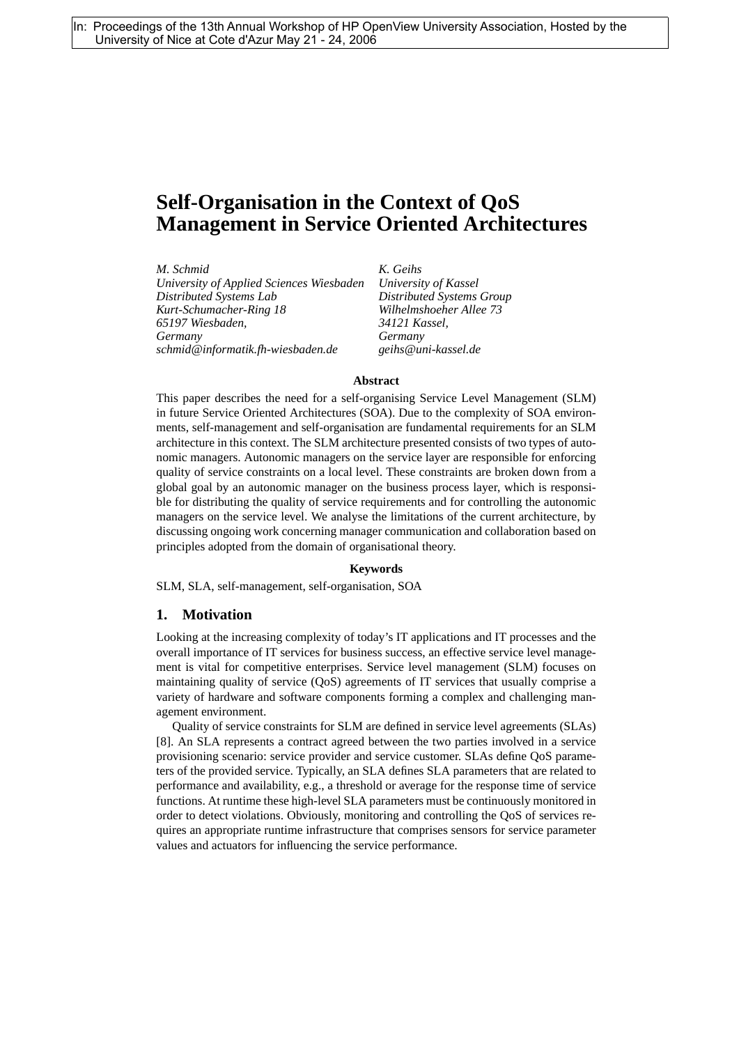In: Proceedings of the 13th Annual Workshop of HP OpenView University Association, Hosted by the University of Nice at Cote d'Azur May 21 - 24, 2006

# Self-Organisation in the Context of QoS Management in Service Oriented Architectures

*M. Schmid*
*University of Applied Sciences Wiesbaden*
*Distributed Systems Lab*
*Kurt-Schumacher-Ring 18*
*65197 Wiesbaden,*
*Germany*
*schmid@informatik.fh-wiesbaden.de*

*K. Geihs*
*University of Kassel*
*Distributed Systems Group*
*Wilhelmshoeher Allee 73*
*34121 Kassel,*
*Germany*
*geihs@uni-kassel.de*

**Abstract**

This paper describes the need for a self-organising Service Level Management (SLM) in future Service Oriented Architectures (SOA). Due to the complexity of SOA environments, self-management and self-organisation are fundamental requirements for an SLM architecture in this context. The SLM architecture presented consists of two types of autonomic managers. Autonomic managers on the service layer are responsible for enforcing quality of service constraints on a local level. These constraints are broken down from a global goal by an autonomic manager on the business process layer, which is responsible for distributing the quality of service requirements and for controlling the autonomic managers on the service level. We analyse the limitations of the current architecture, by discussing ongoing work concerning manager communication and collaboration based on principles adopted from the domain of organisational theory.

**Keywords**

SLM, SLA, self-management, self-organisation, SOA

## 1. Motivation

Looking at the increasing complexity of today's IT applications and IT processes and the overall importance of IT services for business success, an effective service level management is vital for competitive enterprises. Service level management (SLM) focuses on maintaining quality of service (QoS) agreements of IT services that usually comprise a variety of hardware and software components forming a complex and challenging management environment.

Quality of service constraints for SLM are defined in service level agreements (SLAs) [8]. An SLA represents a contract agreed between the two parties involved in a service provisioning scenario: service provider and service customer. SLAs define QoS parameters of the provided service. Typically, an SLA defines SLA parameters that are related to performance and availability, e.g., a threshold or average for the response time of service functions. At runtime these high-level SLA parameters must be continuously monitored in order to detect violations. Obviously, monitoring and controlling the QoS of services requires an appropriate runtime infrastructure that comprises sensors for service parameter values and actuators for influencing the service performance.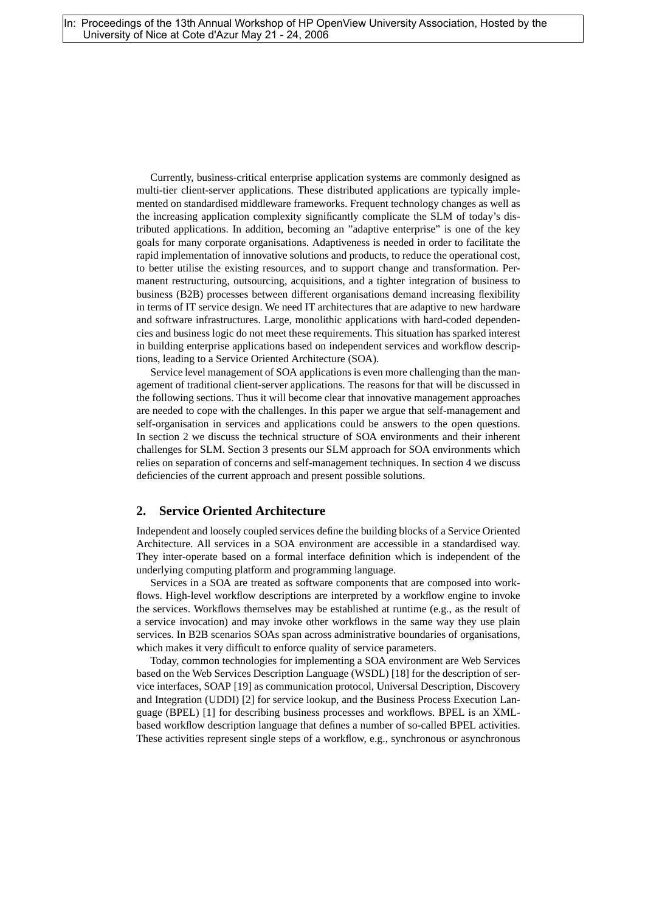Currently, business-critical enterprise application systems are commonly designed as multi-tier client-server applications. These distributed applications are typically implemented on standardised middleware frameworks. Frequent technology changes as well as the increasing application complexity significantly complicate the SLM of today's distributed applications. In addition, becoming an "adaptive enterprise" is one of the key goals for many corporate organisations. Adaptiveness is needed in order to facilitate the rapid implementation of innovative solutions and products, to reduce the operational cost, to better utilise the existing resources, and to support change and transformation. Permanent restructuring, outsourcing, acquisitions, and a tighter integration of business to business (B2B) processes between different organisations demand increasing flexibility in terms of IT service design. We need IT architectures that are adaptive to new hardware and software infrastructures. Large, monolithic applications with hard-coded dependencies and business logic do not meet these requirements. This situation has sparked interest in building enterprise applications based on independent services and workflow descriptions, leading to a Service Oriented Architecture (SOA).

Service level management of SOA applications is even more challenging than the management of traditional client-server applications. The reasons for that will be discussed in the following sections. Thus it will become clear that innovative management approaches are needed to cope with the challenges. In this paper we argue that self-management and self-organisation in services and applications could be answers to the open questions. In section 2 we discuss the technical structure of SOA environments and their inherent challenges for SLM. Section 3 presents our SLM approach for SOA environments which relies on separation of concerns and self-management techniques. In section 4 we discuss deficiencies of the current approach and present possible solutions.

## 2. Service Oriented Architecture

Independent and loosely coupled services define the building blocks of a Service Oriented Architecture. All services in a SOA environment are accessible in a standardised way. They inter-operate based on a formal interface definition which is independent of the underlying computing platform and programming language.

Services in a SOA are treated as software components that are composed into workflows. High-level workflow descriptions are interpreted by a workflow engine to invoke the services. Workflows themselves may be established at runtime (e.g., as the result of a service invocation) and may invoke other workflows in the same way they use plain services. In B2B scenarios SOAs span across administrative boundaries of organisations, which makes it very difficult to enforce quality of service parameters.

Today, common technologies for implementing a SOA environment are Web Services based on the Web Services Description Language (WSDL) [18] for the description of service interfaces, SOAP [19] as communication protocol, Universal Description, Discovery and Integration (UDDI) [2] for service lookup, and the Business Process Execution Language (BPEL) [1] for describing business processes and workflows. BPEL is an XML-based workflow description language that defines a number of so-called BPEL activities. These activities represent single steps of a workflow, e.g., synchronous or asynchronous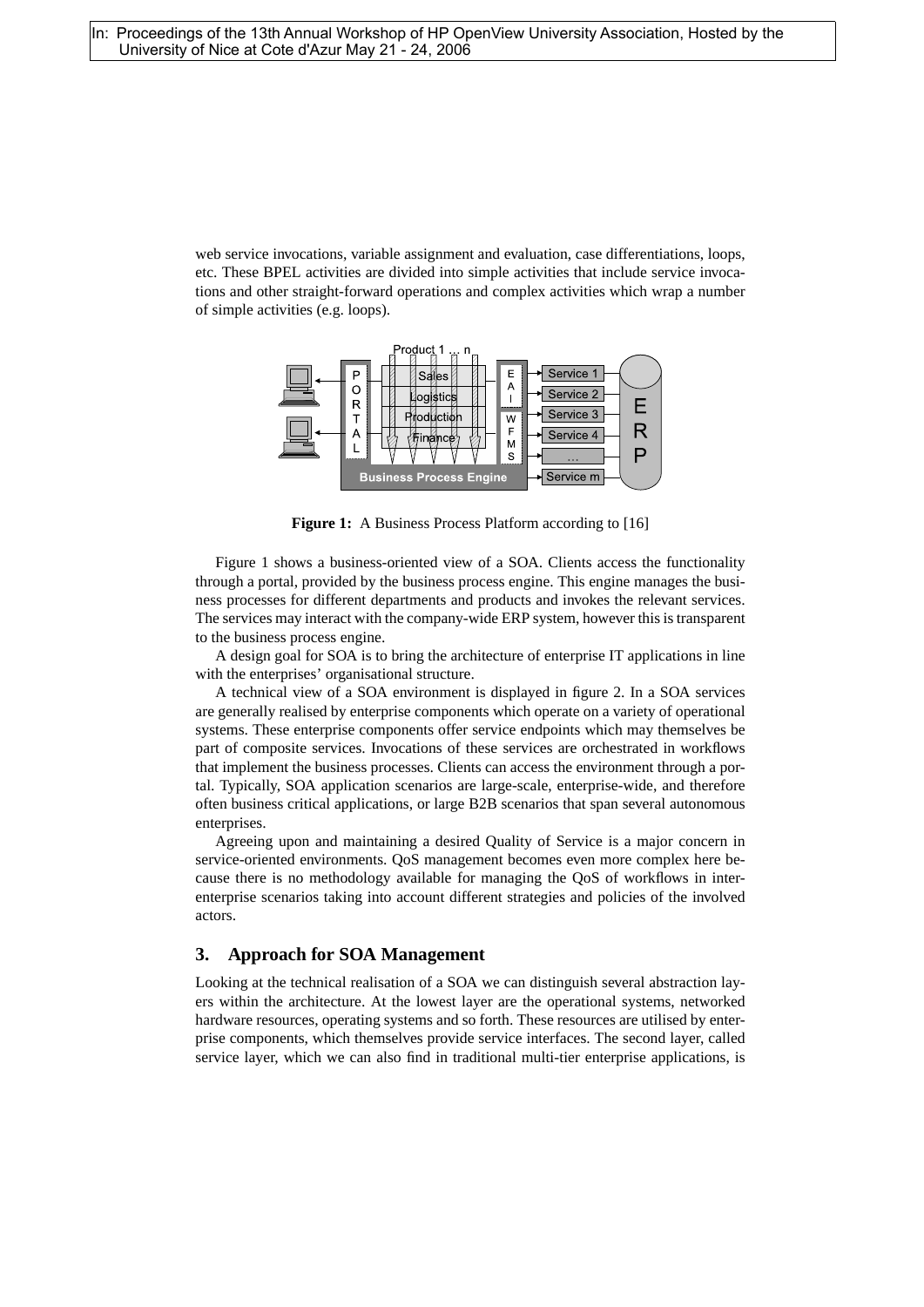web service invocations, variable assignment and evaluation, case differentiations, loops, etc. These BPEL activities are divided into simple activities that include service invocations and other straight-forward operations and complex activities which wrap a number of simple activities (e.g. loops).

**Figure 1:** A Business Process Platform according to [16]

Figure 1 shows a business-oriented view of a SOA. Clients access the functionality through a portal, provided by the business process engine. This engine manages the business processes for different departments and products and invokes the relevant services. The services may interact with the company-wide ERP system, however this is transparent to the business process engine.

A design goal for SOA is to bring the architecture of enterprise IT applications in line with the enterprises' organisational structure.

A technical view of a SOA environment is displayed in figure 2. In a SOA services are generally realised by enterprise components which operate on a variety of operational systems. These enterprise components offer service endpoints which may themselves be part of composite services. Invocations of these services are orchestrated in workflows that implement the business processes. Clients can access the environment through a portal. Typically, SOA application scenarios are large-scale, enterprise-wide, and therefore often business critical applications, or large B2B scenarios that span several autonomous enterprises.

Agreeing upon and maintaining a desired Quality of Service is a major concern in service-oriented environments. QoS management becomes even more complex here because there is no methodology available for managing the QoS of workflows in inter-enterprise scenarios taking into account different strategies and policies of the involved actors.

## 3. Approach for SOA Management

Looking at the technical realisation of a SOA we can distinguish several abstraction layers within the architecture. At the lowest layer are the operational systems, networked hardware resources, operating systems and so forth. These resources are utilised by enterprise components, which themselves provide service interfaces. The second layer, called service layer, which we can also find in traditional multi-tier enterprise applications, is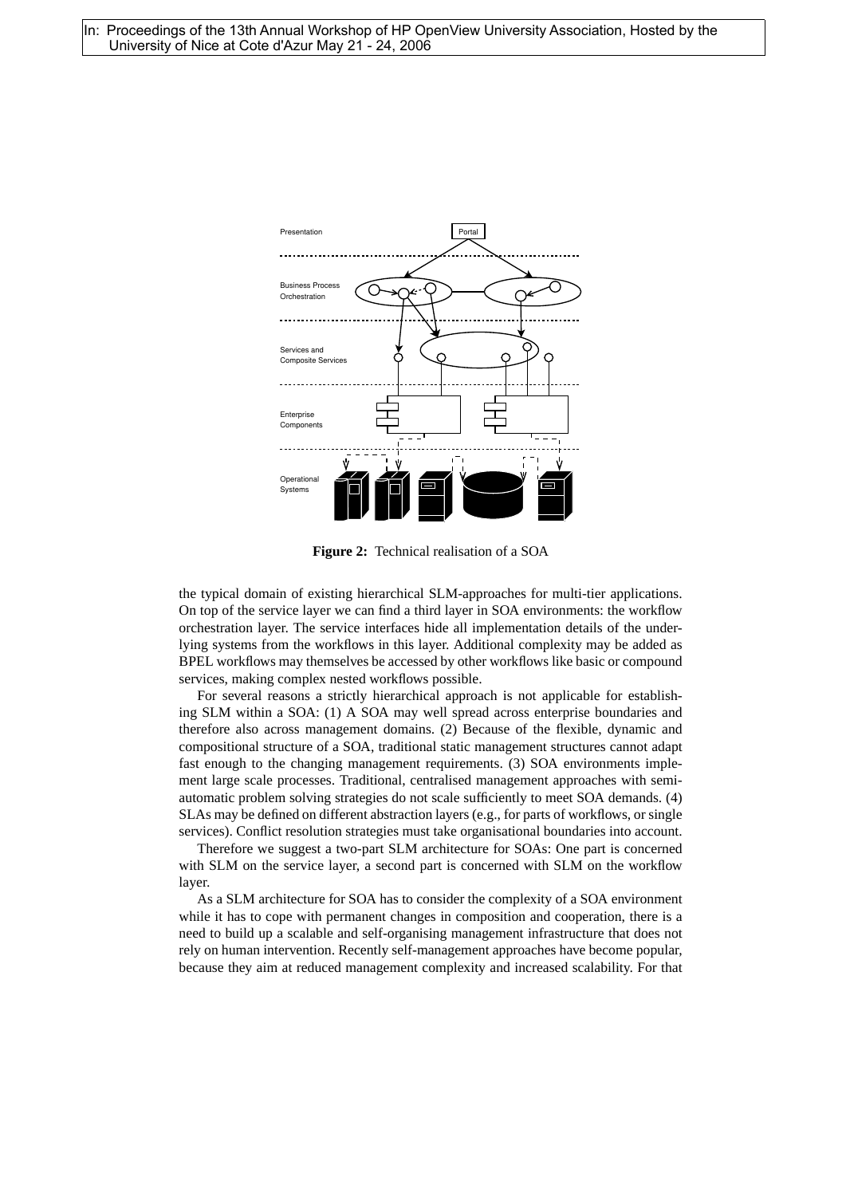**Figure 2:** Technical realisation of a SOA

the typical domain of existing hierarchical SLM-approaches for multi-tier applications. On top of the service layer we can find a third layer in SOA environments: the workflow orchestration layer. The service interfaces hide all implementation details of the underlying systems from the workflows in this layer. Additional complexity may be added as BPEL workflows may themselves be accessed by other workflows like basic or compound services, making complex nested workflows possible.

For several reasons a strictly hierarchical approach is not applicable for establishing SLM within a SOA: (1) A SOA may well spread across enterprise boundaries and therefore also across management domains. (2) Because of the flexible, dynamic and compositional structure of a SOA, traditional static management structures cannot adapt fast enough to the changing management requirements. (3) SOA environments implement large scale processes. Traditional, centralised management approaches with semi-automatic problem solving strategies do not scale sufficiently to meet SOA demands. (4) SLAs may be defined on different abstraction layers (e.g., for parts of workflows, or single services). Conflict resolution strategies must take organisational boundaries into account.

Therefore we suggest a two-part SLM architecture for SOAs: One part is concerned with SLM on the service layer, a second part is concerned with SLM on the workflow layer.

As a SLM architecture for SOA has to consider the complexity of a SOA environment while it has to cope with permanent changes in composition and cooperation, there is a need to build up a scalable and self-organising management infrastructure that does not rely on human intervention. Recently self-management approaches have become popular, because they aim at reduced management complexity and increased scalability. For that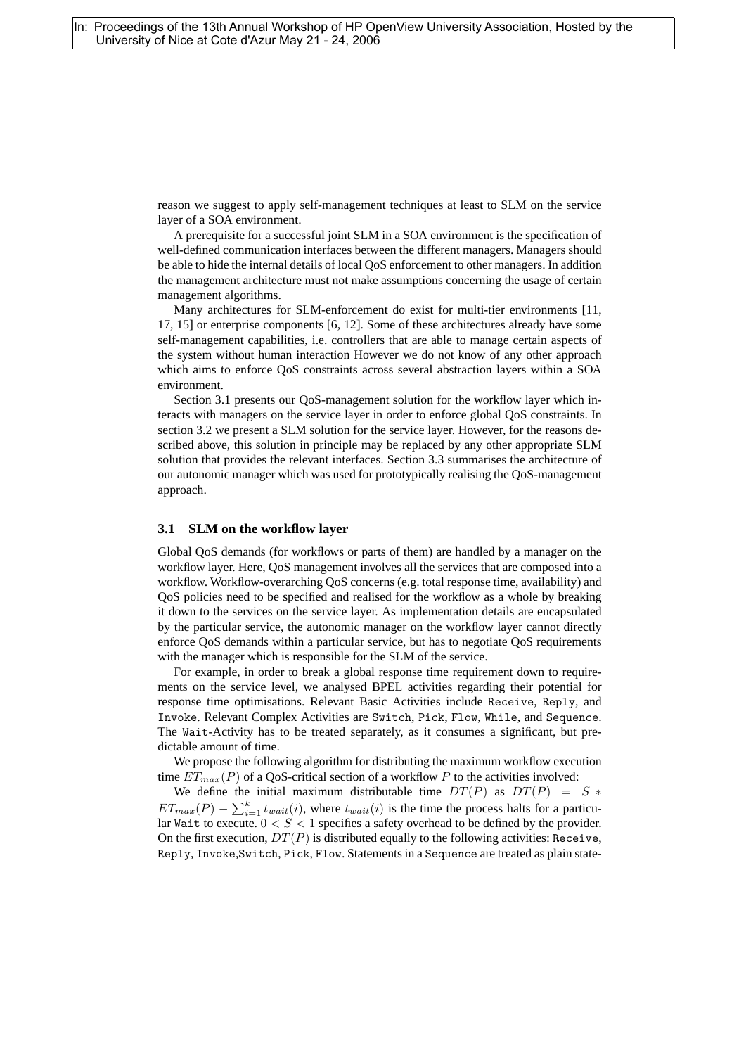reason we suggest to apply self-management techniques at least to SLM on the service layer of a SOA environment.

A prerequisite for a successful joint SLM in a SOA environment is the specification of well-defined communication interfaces between the different managers. Managers should be able to hide the internal details of local QoS enforcement to other managers. In addition the management architecture must not make assumptions concerning the usage of certain management algorithms.

Many architectures for SLM-enforcement do exist for multi-tier environments [11, 17, 15] or enterprise components [6, 12]. Some of these architectures already have some self-management capabilities, i.e. controllers that are able to manage certain aspects of the system without human interaction However we do not know of any other approach which aims to enforce QoS constraints across several abstraction layers within a SOA environment.

Section 3.1 presents our QoS-management solution for the workflow layer which interacts with managers on the service layer in order to enforce global QoS constraints. In section 3.2 we present a SLM solution for the service layer. However, for the reasons described above, this solution in principle may be replaced by any other appropriate SLM solution that provides the relevant interfaces. Section 3.3 summarises the architecture of our autonomic manager which was used for prototypically realising the QoS-management approach.

### 3.1 SLM on the workflow layer

Global QoS demands (for workflows or parts of them) are handled by a manager on the workflow layer. Here, QoS management involves all the services that are composed into a workflow. Workflow-overarching QoS concerns (e.g. total response time, availability) and QoS policies need to be specified and realised for the workflow as a whole by breaking it down to the services on the service layer. As implementation details are encapsulated by the particular service, the autonomic manager on the workflow layer cannot directly enforce QoS demands within a particular service, but has to negotiate QoS requirements with the manager which is responsible for the SLM of the service.

For example, in order to break a global response time requirement down to requirements on the service level, we analysed BPEL activities regarding their potential for response time optimisations. Relevant Basic Activities include `Receive`, `Reply`, and `Invoke`. Relevant Complex Activities are `Switch`, `Pick`, `Flow`, `While`, and `Sequence`. The `Wait`-Activity has to be treated separately, as it consumes a significant, but predictable amount of time.

We propose the following algorithm for distributing the maximum workflow execution time $ET_{max}(P)$ of a QoS-critical section of a workflow $P$ to the activities involved:

We define the initial maximum distributable time $DT(P)$ as $DT(P) = S * ET_{max}(P) - \sum_{i=1}^{k} t_{wait}(i)$, where $t_{wait}(i)$ is the time the process halts for a particular `Wait` to execute. $0 < S < 1$ specifies a safety overhead to be defined by the provider. On the first execution, $DT(P)$ is distributed equally to the following activities: `Receive`, `Reply`, `Invoke`,`Switch`, `Pick`, `Flow`. Statements in a `Sequence` are treated as plain state-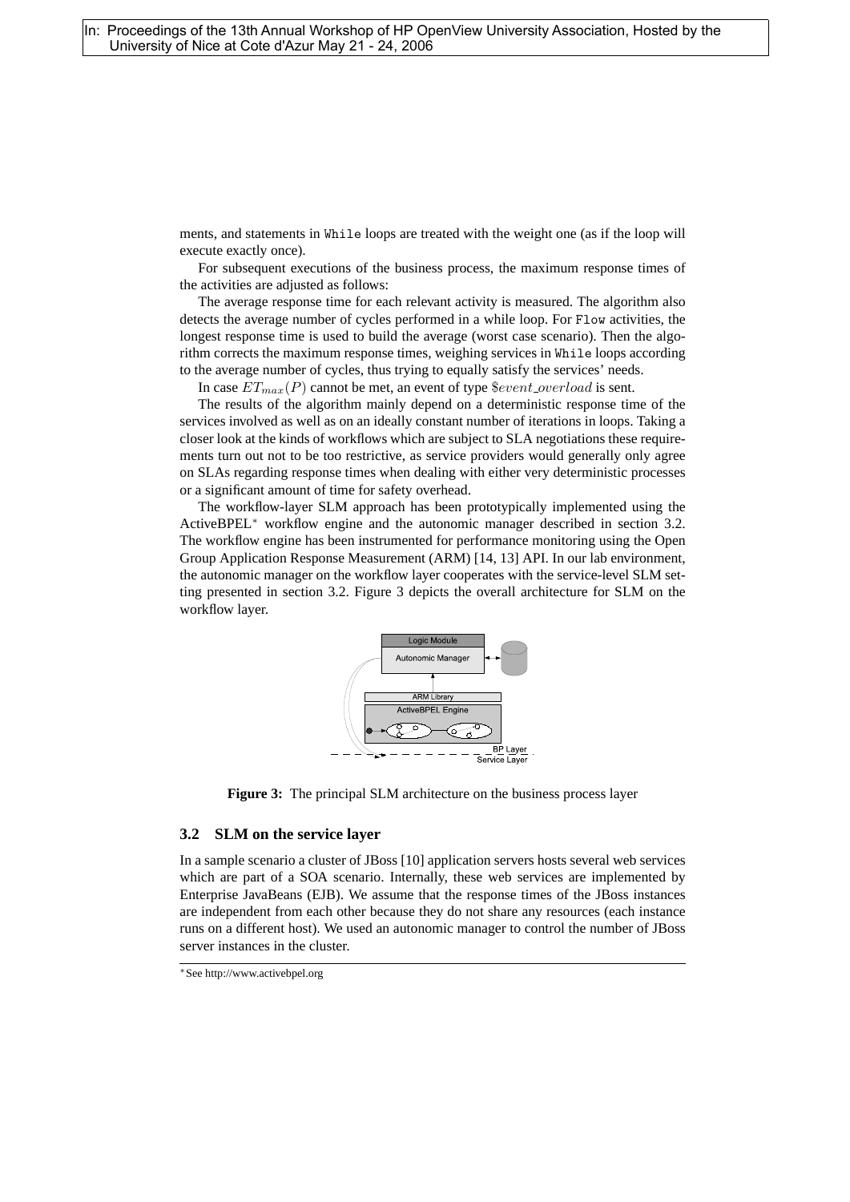ments, and statements in While loops are treated with the weight one (as if the loop will execute exactly once).

For subsequent executions of the business process, the maximum response times of the activities are adjusted as follows:

The average response time for each relevant activity is measured. The algorithm also detects the average number of cycles performed in a while loop. For Flow activities, the longest response time is used to build the average (worst case scenario). Then the algorithm corrects the maximum response times, weighing services in While loops according to the average number of cycles, thus trying to equally satisfy the services' needs.

In case $ET_{max}(P)$ cannot be met, an event of type $\$event\_overload$ is sent.

The results of the algorithm mainly depend on a deterministic response time of the services involved as well as on an ideally constant number of iterations in loops. Taking a closer look at the kinds of workflows which are subject to SLA negotiations these requirements turn out not to be too restrictive, as service providers would generally only agree on SLAs regarding response times when dealing with either very deterministic processes or a significant amount of time for safety overhead.

The workflow-layer SLM approach has been prototypically implemented using the ActiveBPEL[*] workflow engine and the autonomic manager described in section 3.2. The workflow engine has been instrumented for performance monitoring using the Open Group Application Response Measurement (ARM) [14, 13] API. In our lab environment, the autonomic manager on the workflow layer cooperates with the service-level SLM setting presented in section 3.2. Figure 3 depicts the overall architecture for SLM on the workflow layer.

**Figure 3:** The principal SLM architecture on the business process layer

### 3.2 SLM on the service layer

In a sample scenario a cluster of JBoss [10] application servers hosts several web services which are part of a SOA scenario. Internally, these web services are implemented by Enterprise JavaBeans (EJB). We assume that the response times of the JBoss instances are independent from each other because they do not share any resources (each instance runs on a different host). We used an autonomic manager to control the number of JBoss server instances in the cluster.

[*] See http://www.activebpel.org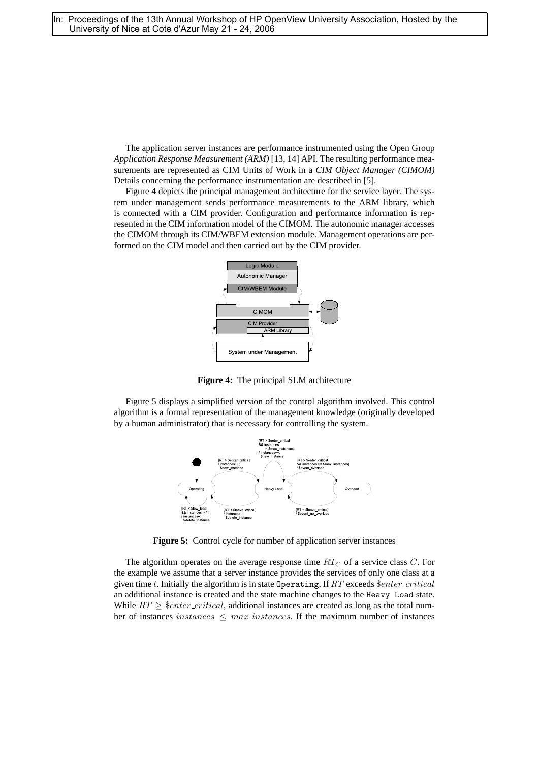The application server instances are performance instrumented using the Open Group *Application Response Measurement (ARM)* [13, 14] API. The resulting performance measurements are represented as CIM Units of Work in a *CIM Object Manager (CIMOM)* Details concerning the performance instrumentation are described in [5].

Figure 4 depicts the principal management architecture for the service layer. The system under management sends performance measurements to the ARM library, which is connected with a CIM provider. Configuration and performance information is represented in the CIM information model of the CIMOM. The autonomic manager accesses the CIMOM through its CIM/WBEM extension module. Management operations are performed on the CIM model and then carried out by the CIM provider.

**Figure 4:** The principal SLM architecture

Figure 5 displays a simplified version of the control algorithm involved. This control algorithm is a formal representation of the management knowledge (originally developed by a human administrator) that is necessary for controlling the system.

**Figure 5:** Control cycle for number of application server instances

The algorithm operates on the average response time $RT_C$ of a service class $C$. For the example we assume that a server instance provides the services of only one class at a given time $t$. Initially the algorithm is in state `Operating`. If $RT$ exceeds $\$enter\_critical$ an additional instance is created and the state machine changes to the `Heavy Load` state. While $RT \geq \$enter\_critical$, additional instances are created as long as the total number of instances $instances \leq max\_instances$. If the maximum number of instances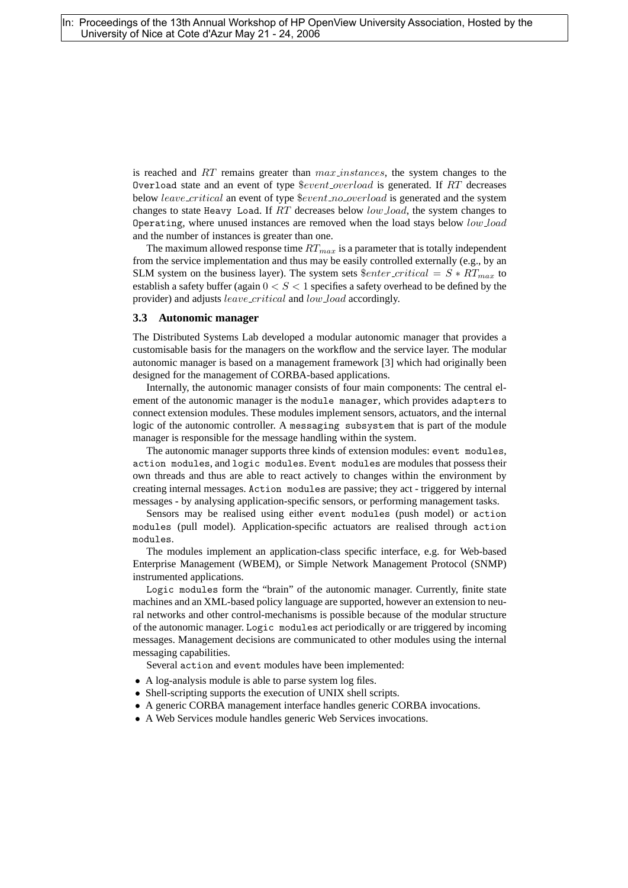is reached and $RT$ remains greater than $max\_instances$, the system changes to the Overload state and an event of type $\$event\_overload$ is generated. If $RT$ decreases below $leave\_critical$ an event of type $\$event\_no\_overload$ is generated and the system changes to state Heavy Load. If $RT$ decreases below $low\_load$, the system changes to Operating, where unused instances are removed when the load stays below $low\_load$ and the number of instances is greater than one.

The maximum allowed response time $RT_{max}$ is a parameter that is totally independent from the service implementation and thus may be easily controlled externally (e.g., by an SLM system on the business layer). The system sets $\$enter\_critical = S * RT_{max}$ to establish a safety buffer (again $0 < S < 1$ specifies a safety overhead to be defined by the provider) and adjusts $leave\_critical$ and $low\_load$ accordingly.

### 3.3 Autonomic manager

The Distributed Systems Lab developed a modular autonomic manager that provides a customisable basis for the managers on the workflow and the service layer. The modular autonomic manager is based on a management framework [3] which had originally been designed for the management of CORBA-based applications.

Internally, the autonomic manager consists of four main components: The central element of the autonomic manager is the module manager, which provides adapters to connect extension modules. These modules implement sensors, actuators, and the internal logic of the autonomic controller. A messaging subsystem that is part of the module manager is responsible for the message handling within the system.

The autonomic manager supports three kinds of extension modules: event modules, action modules, and logic modules. Event modules are modules that possess their own threads and thus are able to react actively to changes within the environment by creating internal messages. Action modules are passive; they act - triggered by internal messages - by analysing application-specific sensors, or performing management tasks.

Sensors may be realised using either event modules (push model) or action modules (pull model). Application-specific actuators are realised through action modules.

The modules implement an application-class specific interface, e.g. for Web-based Enterprise Management (WBEM), or Simple Network Management Protocol (SNMP) instrumented applications.

Logic modules form the "brain" of the autonomic manager. Currently, finite state machines and an XML-based policy language are supported, however an extension to neural networks and other control-mechanisms is possible because of the modular structure of the autonomic manager. Logic modules act periodically or are triggered by incoming messages. Management decisions are communicated to other modules using the internal messaging capabilities.

Several action and event modules have been implemented:

- A log-analysis module is able to parse system log files.
- Shell-scripting supports the execution of UNIX shell scripts.
- A generic CORBA management interface handles generic CORBA invocations.
- A Web Services module handles generic Web Services invocations.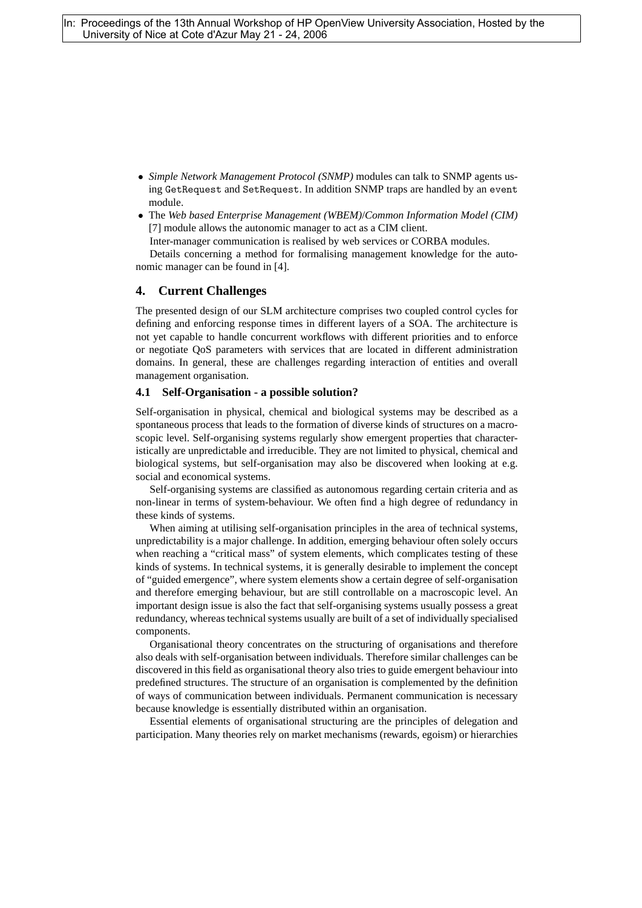- *Simple Network Management Protocol (SNMP)* modules can talk to SNMP agents using `GetRequest` and `SetRequest`. In addition SNMP traps are handled by an `event` module.
- The *Web based Enterprise Management (WBEM)/Common Information Model (CIM)* [7] module allows the autonomic manager to act as a CIM client.

Inter-manager communication is realised by web services or CORBA modules.

Details concerning a method for formalising management knowledge for the autonomic manager can be found in [4].

## 4. Current Challenges

The presented design of our SLM architecture comprises two coupled control cycles for defining and enforcing response times in different layers of a SOA. The architecture is not yet capable to handle concurrent workflows with different priorities and to enforce or negotiate QoS parameters with services that are located in different administration domains. In general, these are challenges regarding interaction of entities and overall management organisation.

### 4.1 Self-Organisation - a possible solution?

Self-organisation in physical, chemical and biological systems may be described as a spontaneous process that leads to the formation of diverse kinds of structures on a macroscopic level. Self-organising systems regularly show emergent properties that characteristically are unpredictable and irreducible. They are not limited to physical, chemical and biological systems, but self-organisation may also be discovered when looking at e.g. social and economical systems.

Self-organising systems are classified as autonomous regarding certain criteria and as non-linear in terms of system-behaviour. We often find a high degree of redundancy in these kinds of systems.

When aiming at utilising self-organisation principles in the area of technical systems, unpredictability is a major challenge. In addition, emerging behaviour often solely occurs when reaching a "critical mass" of system elements, which complicates testing of these kinds of systems. In technical systems, it is generally desirable to implement the concept of "guided emergence", where system elements show a certain degree of self-organisation and therefore emerging behaviour, but are still controllable on a macroscopic level. An important design issue is also the fact that self-organising systems usually possess a great redundancy, whereas technical systems usually are built of a set of individually specialised components.

Organisational theory concentrates on the structuring of organisations and therefore also deals with self-organisation between individuals. Therefore similar challenges can be discovered in this field as organisational theory also tries to guide emergent behaviour into predefined structures. The structure of an organisation is complemented by the definition of ways of communication between individuals. Permanent communication is necessary because knowledge is essentially distributed within an organisation.

Essential elements of organisational structuring are the principles of delegation and participation. Many theories rely on market mechanisms (rewards, egoism) or hierarchies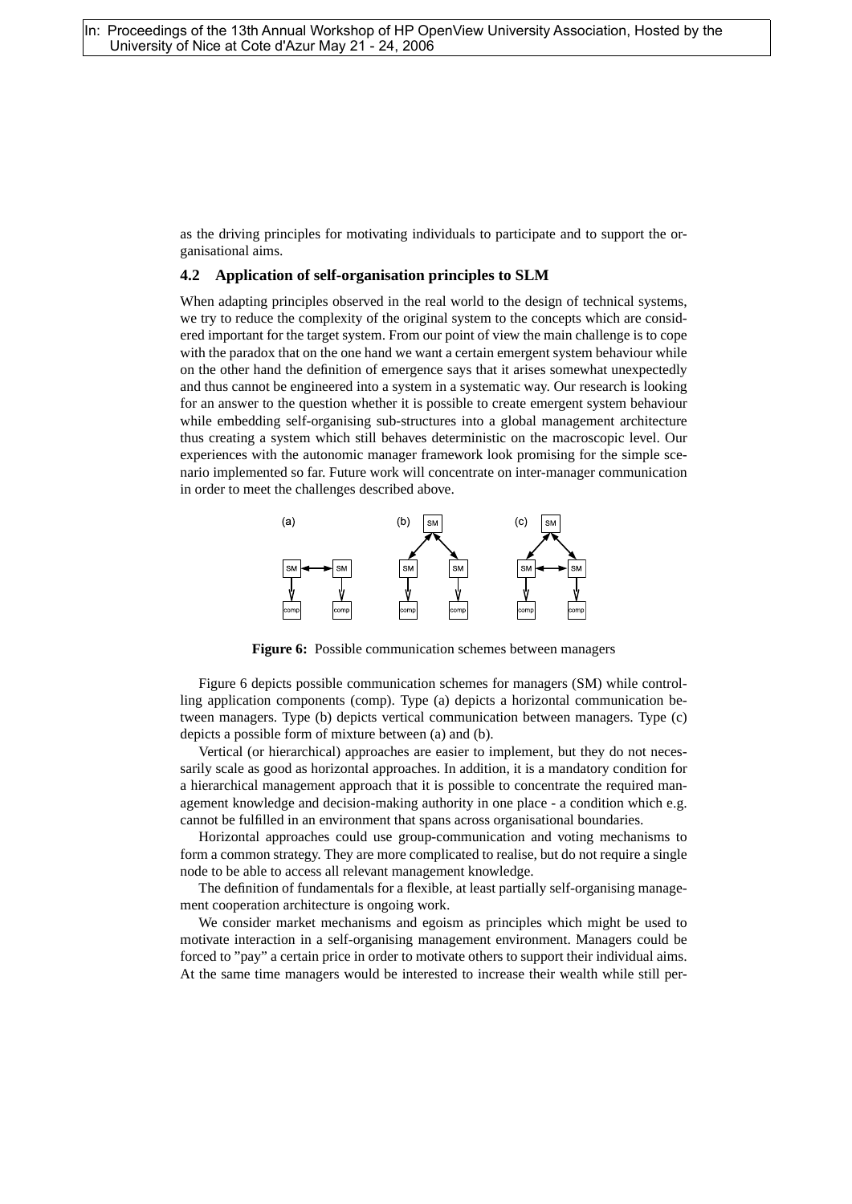as the driving principles for motivating individuals to participate and to support the organisational aims.

### 4.2 Application of self-organisation principles to SLM

When adapting principles observed in the real world to the design of technical systems, we try to reduce the complexity of the original system to the concepts which are considered important for the target system. From our point of view the main challenge is to cope with the paradox that on the one hand we want a certain emergent system behaviour while on the other hand the definition of emergence says that it arises somewhat unexpectedly and thus cannot be engineered into a system in a systematic way. Our research is looking for an answer to the question whether it is possible to create emergent system behaviour while embedding self-organising sub-structures into a global management architecture thus creating a system which still behaves deterministic on the macroscopic level. Our experiences with the autonomic manager framework look promising for the simple scenario implemented so far. Future work will concentrate on inter-manager communication in order to meet the challenges described above.

**Figure 6:** Possible communication schemes between managers

Figure 6 depicts possible communication schemes for managers (SM) while controlling application components (comp). Type (a) depicts a horizontal communication between managers. Type (b) depicts vertical communication between managers. Type (c) depicts a possible form of mixture between (a) and (b).

Vertical (or hierarchical) approaches are easier to implement, but they do not necessarily scale as good as horizontal approaches. In addition, it is a mandatory condition for a hierarchical management approach that it is possible to concentrate the required management knowledge and decision-making authority in one place - a condition which e.g. cannot be fulfilled in an environment that spans across organisational boundaries.

Horizontal approaches could use group-communication and voting mechanisms to form a common strategy. They are more complicated to realise, but do not require a single node to be able to access all relevant management knowledge.

The definition of fundamentals for a flexible, at least partially self-organising management cooperation architecture is ongoing work.

We consider market mechanisms and egoism as principles which might be used to motivate interaction in a self-organising management environment. Managers could be forced to "pay" a certain price in order to motivate others to support their individual aims. At the same time managers would be interested to increase their wealth while still per-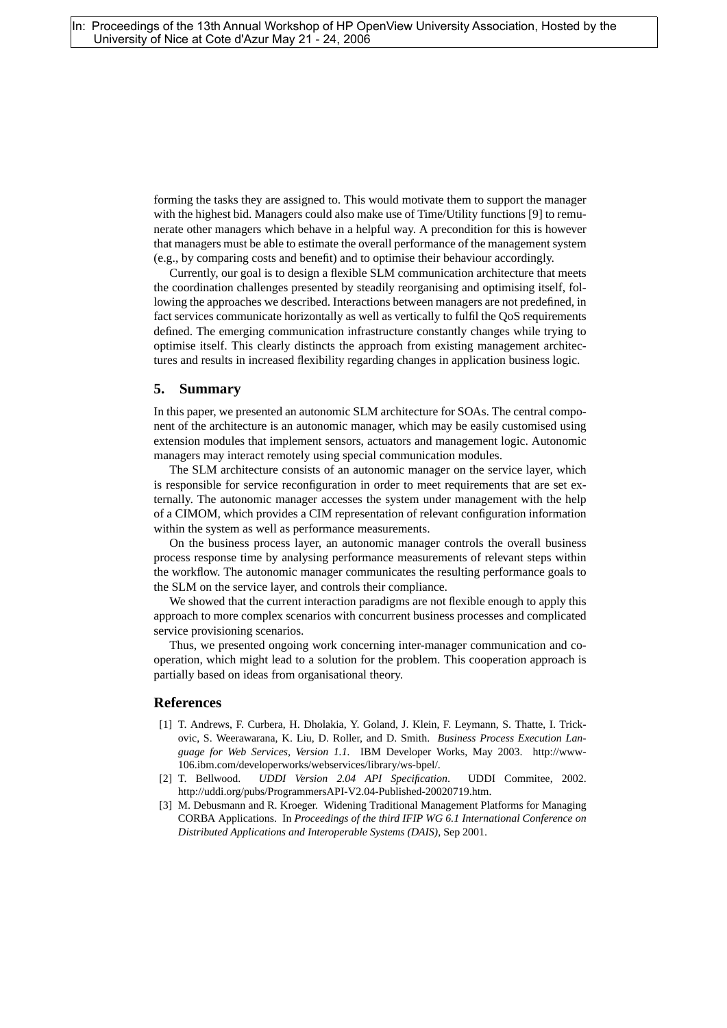forming the tasks they are assigned to. This would motivate them to support the manager with the highest bid. Managers could also make use of Time/Utility functions [9] to remunerate other managers which behave in a helpful way. A precondition for this is however that managers must be able to estimate the overall performance of the management system (e.g., by comparing costs and benefit) and to optimise their behaviour accordingly.

Currently, our goal is to design a flexible SLM communication architecture that meets the coordination challenges presented by steadily reorganising and optimising itself, following the approaches we described. Interactions between managers are not predefined, in fact services communicate horizontally as well as vertically to fulfil the QoS requirements defined. The emerging communication infrastructure constantly changes while trying to optimise itself. This clearly distincts the approach from existing management architectures and results in increased flexibility regarding changes in application business logic.

## 5. Summary

In this paper, we presented an autonomic SLM architecture for SOAs. The central component of the architecture is an autonomic manager, which may be easily customised using extension modules that implement sensors, actuators and management logic. Autonomic managers may interact remotely using special communication modules.

The SLM architecture consists of an autonomic manager on the service layer, which is responsible for service reconfiguration in order to meet requirements that are set externally. The autonomic manager accesses the system under management with the help of a CIMOM, which provides a CIM representation of relevant configuration information within the system as well as performance measurements.

On the business process layer, an autonomic manager controls the overall business process response time by analysing performance measurements of relevant steps within the workflow. The autonomic manager communicates the resulting performance goals to the SLM on the service layer, and controls their compliance.

We showed that the current interaction paradigms are not flexible enough to apply this approach to more complex scenarios with concurrent business processes and complicated service provisioning scenarios.

Thus, we presented ongoing work concerning inter-manager communication and cooperation, which might lead to a solution for the problem. This cooperation approach is partially based on ideas from organisational theory.

## References

[1] T. Andrews, F. Curbera, H. Dholakia, Y. Goland, J. Klein, F. Leymann, S. Thatte, I. Trickovic, S. Weerawarana, K. Liu, D. Roller, and D. Smith. *Business Process Execution Language for Web Services, Version 1.1.* IBM Developer Works, May 2003. http://www-106.ibm.com/developerworks/webservices/library/ws-bpel/.

[2] T. Bellwood. *UDDI Version 2.04 API Specification*. UDDI Commitee, 2002. http://uddi.org/pubs/ProgrammersAPI-V2.04-Published-20020719.htm.

[3] M. Debusmann and R. Kroeger. Widening Traditional Management Platforms for Managing CORBA Applications. In *Proceedings of the third IFIP WG 6.1 International Conference on Distributed Applications and Interoperable Systems (DAIS)*, Sep 2001.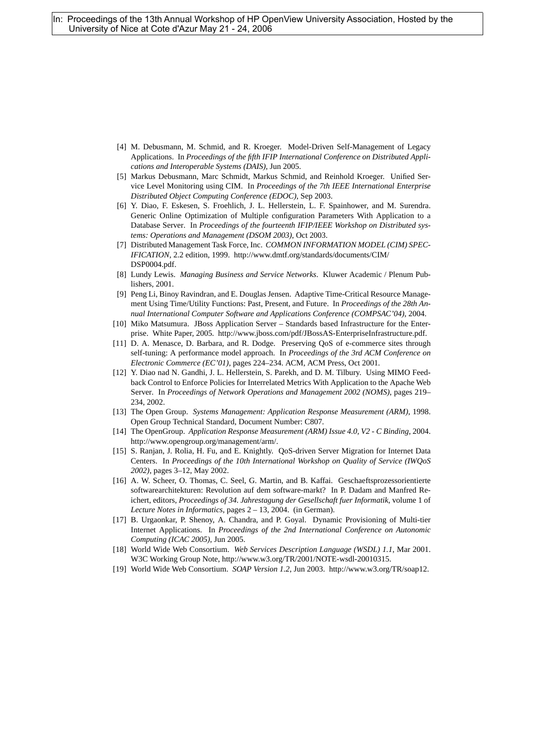[4] M. Debusmann, M. Schmid, and R. Kroeger. Model-Driven Self-Management of Legacy Applications. In *Proceedings of the fifth IFIP International Conference on Distributed Applications and Interoperable Systems (DAIS)*, Jun 2005.

[5] Markus Debusmann, Marc Schmidt, Markus Schmid, and Reinhold Kroeger. Unified Service Level Monitoring using CIM. In *Proceedings of the 7th IEEE International Enterprise Distributed Object Computing Conference (EDOC)*, Sep 2003.

[6] Y. Diao, F. Eskesen, S. Froehlich, J. L. Hellerstein, L. F. Spainhower, and M. Surendra. Generic Online Optimization of Multiple configuration Parameters With Application to a Database Server. In *Proceedings of the fourteenth IFIP/IEEE Workshop on Distributed systems: Operations and Management (DSOM 2003)*, Oct 2003.

[7] Distributed Management Task Force, Inc. *COMMON INFORMATION MODEL (CIM) SPECIFICATION*, 2.2 edition, 1999. http://www.dmtf.org/standards/documents/CIM/DSP0004.pdf.

[8] Lundy Lewis. *Managing Business and Service Networks*. Kluwer Academic / Plenum Publishers, 2001.

[9] Peng Li, Binoy Ravindran, and E. Douglas Jensen. Adaptive Time-Critical Resource Management Using Time/Utility Functions: Past, Present, and Future. In *Proceedings of the 28th Annual International Computer Software and Applications Conference (COMPSAC'04)*, 2004.

[10] Miko Matsumura. JBoss Application Server – Standards based Infrastructure for the Enterprise. White Paper, 2005. http://www.jboss.com/pdf/JBossAS-EnterpriseInfrastructure.pdf.

[11] D. A. Menasce, D. Barbara, and R. Dodge. Preserving QoS of e-commerce sites through self-tuning: A performance model approach. In *Proceedings of the 3rd ACM Conference on Electronic Commerce (EC'01)*, pages 224–234. ACM, ACM Press, Oct 2001.

[12] Y. Diao nad N. Gandhi, J. L. Hellerstein, S. Parekh, and D. M. Tilbury. Using MIMO Feedback Control to Enforce Policies for Interrelated Metrics With Application to the Apache Web Server. In *Proceedings of Network Operations and Management 2002 (NOMS)*, pages 219–234, 2002.

[13] The Open Group. *Systems Management: Application Response Measurement (ARM)*, 1998. Open Group Technical Standard, Document Number: C807.

[14] The OpenGroup. *Application Response Measurement (ARM) Issue 4.0, V2 - C Binding*, 2004. http://www.opengroup.org/management/arm/.

[15] S. Ranjan, J. Rolia, H. Fu, and E. Knightly. QoS-driven Server Migration for Internet Data Centers. In *Proceedings of the 10th International Workshop on Quality of Service (IWQoS 2002)*, pages 3–12, May 2002.

[16] A. W. Scheer, O. Thomas, C. Seel, G. Martin, and B. Kaffai. Geschaeftsprozessorientierte softwarearchitekturen: Revolution auf dem software-markt? In P. Dadam and Manfred Reichert, editors, *Proceedings of 34. Jahrestagung der Gesellschaft fuer Informatik*, volume 1 of *Lecture Notes in Informatics*, pages 2 – 13, 2004. (in German).

[17] B. Urgaonkar, P. Shenoy, A. Chandra, and P. Goyal. Dynamic Provisioning of Multi-tier Internet Applications. In *Proceedings of the 2nd International Conference on Autonomic Computing (ICAC 2005)*, Jun 2005.

[18] World Wide Web Consortium. *Web Services Description Language (WSDL) 1.1*, Mar 2001. W3C Working Group Note, http://www.w3.org/TR/2001/NOTE-wsdl-20010315.

[19] World Wide Web Consortium. *SOAP Version 1.2*, Jun 2003. http://www.w3.org/TR/soap12.